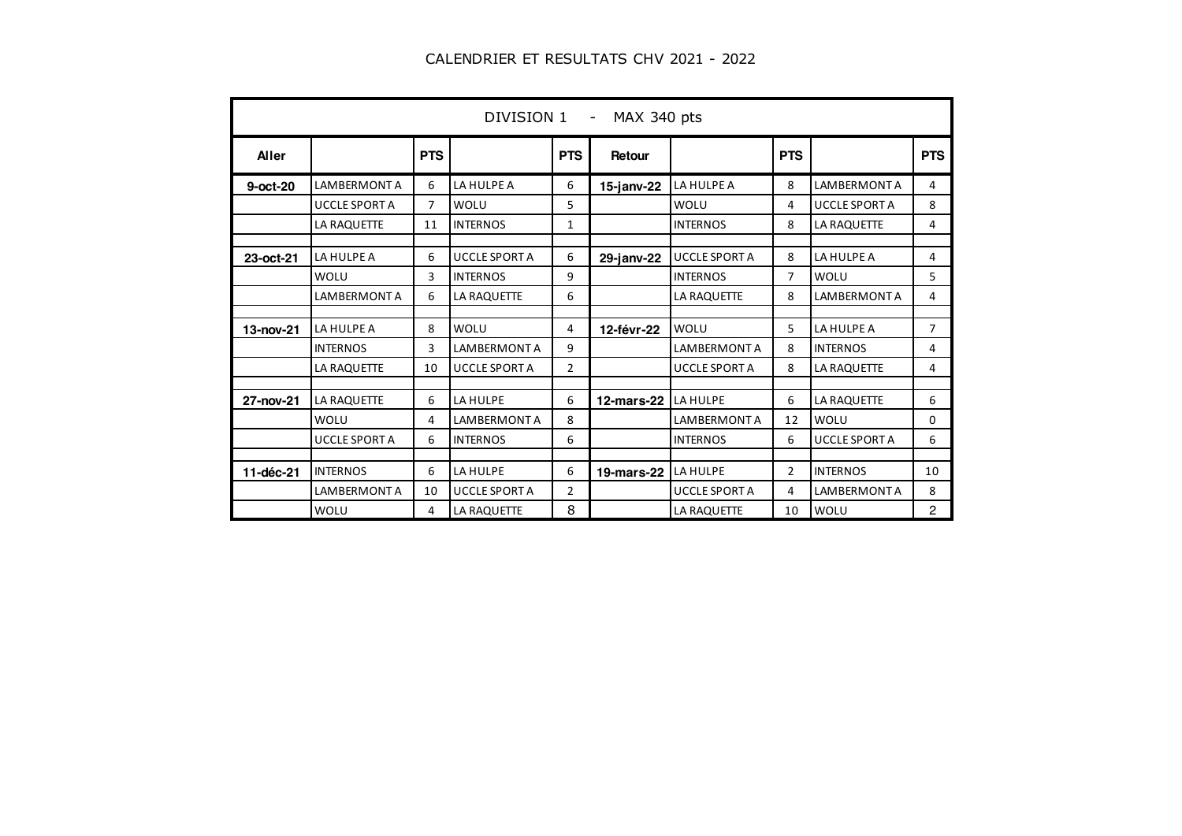# CALENDRIER ET RESULTATS CHV 2021 - 2022

| DIVISION 1 - MAX 340 pts | | | | | | | | | |
|---|---|---|---|---|---|---|---|---|---|
| **Aller** | | **PTS** | | **PTS** | **Retour** | | **PTS** | | **PTS** |
| **9-oct-20** | LAMBERMONT A | 6 | LA HULPE A | 6 | **15-janv-22** | LA HULPE A | 8 | LAMBERMONT A | 4 |
| | UCCLE SPORT A | 7 | WOLU | 5 | | WOLU | 4 | UCCLE SPORT A | 8 |
| | LA RAQUETTE | 11 | INTERNOS | 1 | | INTERNOS | 8 | LA RAQUETTE | 4 |
| | | | | | | | | | |
| **23-oct-21** | LA HULPE A | 6 | UCCLE SPORT A | 6 | **29-janv-22** | UCCLE SPORT A | 8 | LA HULPE A | 4 |
| | WOLU | 3 | INTERNOS | 9 | | INTERNOS | 7 | WOLU | 5 |
| | LAMBERMONT A | 6 | LA RAQUETTE | 6 | | LA RAQUETTE | 8 | LAMBERMONT A | 4 |
| | | | | | | | | | |
| **13-nov-21** | LA HULPE A | 8 | WOLU | 4 | **12-févr-22** | WOLU | 5 | LA HULPE A | 7 |
| | INTERNOS | 3 | LAMBERMONT A | 9 | | LAMBERMONT A | 8 | INTERNOS | 4 |
| | LA RAQUETTE | 10 | UCCLE SPORT A | 2 | | UCCLE SPORT A | 8 | LA RAQUETTE | 4 |
| | | | | | | | | | |
| **27-nov-21** | LA RAQUETTE | 6 | LA HULPE | 6 | **12-mars-22** | LA HULPE | 6 | LA RAQUETTE | 6 |
| | WOLU | 4 | LAMBERMONT A | 8 | | LAMBERMONT A | 12 | WOLU | 0 |
| | UCCLE SPORT A | 6 | INTERNOS | 6 | | INTERNOS | 6 | UCCLE SPORT A | 6 |
| | | | | | | | | | |
| **11-déc-21** | INTERNOS | 6 | LA HULPE | 6 | **19-mars-22** | LA HULPE | 2 | INTERNOS | 10 |
| | LAMBERMONT A | 10 | UCCLE SPORT A | 2 | | UCCLE SPORT A | 4 | LAMBERMONT A | 8 |
| | WOLU | 4 | LA RAQUETTE | 8 | | LA RAQUETTE | 10 | WOLU | 2 |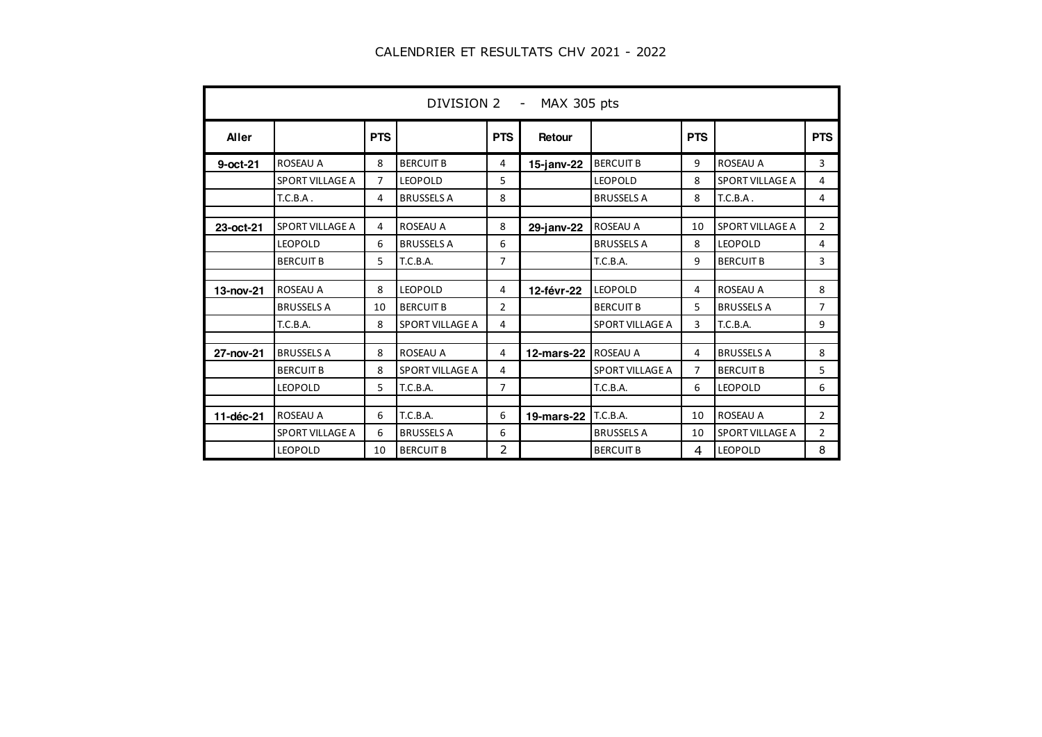# CALENDRIER ET RESULTATS CHV 2021 - 2022

| DIVISION 2 - MAX 305 pts | | | | | | | | | |
|---|---|---|---|---|---|---|---|---|---|
| **Aller** | | **PTS** | | **PTS** | **Retour** | | **PTS** | | **PTS** |
| **9-oct-21** | ROSEAU A | 8 | BERCUIT B | 4 | **15-janv-22** | BERCUIT B | 9 | ROSEAU A | 3 |
| | SPORT VILLAGE A | 7 | LEOPOLD | 5 | | LEOPOLD | 8 | SPORT VILLAGE A | 4 |
| | T.C.B.A . | 4 | BRUSSELS A | 8 | | BRUSSELS A | 8 | T.C.B.A . | 4 |
| | | | | | | | | | |
| **23-oct-21** | SPORT VILLAGE A | 4 | ROSEAU A | 8 | **29-janv-22** | ROSEAU A | 10 | SPORT VILLAGE A | 2 |
| | LEOPOLD | 6 | BRUSSELS A | 6 | | BRUSSELS A | 8 | LEOPOLD | 4 |
| | BERCUIT B | 5 | T.C.B.A. | 7 | | T.C.B.A. | 9 | BERCUIT B | 3 |
| | | | | | | | | | |
| **13-nov-21** | ROSEAU A | 8 | LEOPOLD | 4 | **12-févr-22** | LEOPOLD | 4 | ROSEAU A | 8 |
| | BRUSSELS A | 10 | BERCUIT B | 2 | | BERCUIT B | 5 | BRUSSELS A | 7 |
| | T.C.B.A. | 8 | SPORT VILLAGE A | 4 | | SPORT VILLAGE A | 3 | T.C.B.A. | 9 |
| | | | | | | | | | |
| **27-nov-21** | BRUSSELS A | 8 | ROSEAU A | 4 | **12-mars-22** | ROSEAU A | 4 | BRUSSELS A | 8 |
| | BERCUIT B | 8 | SPORT VILLAGE A | 4 | | SPORT VILLAGE A | 7 | BERCUIT B | 5 |
| | LEOPOLD | 5 | T.C.B.A. | 7 | | T.C.B.A. | 6 | LEOPOLD | 6 |
| | | | | | | | | | |
| **11-déc-21** | ROSEAU A | 6 | T.C.B.A. | 6 | **19-mars-22** | T.C.B.A. | 10 | ROSEAU A | 2 |
| | SPORT VILLAGE A | 6 | BRUSSELS A | 6 | | BRUSSELS A | 10 | SPORT VILLAGE A | 2 |
| | LEOPOLD | 10 | BERCUIT B | 2 | | BERCUIT B | 4 | LEOPOLD | 8 |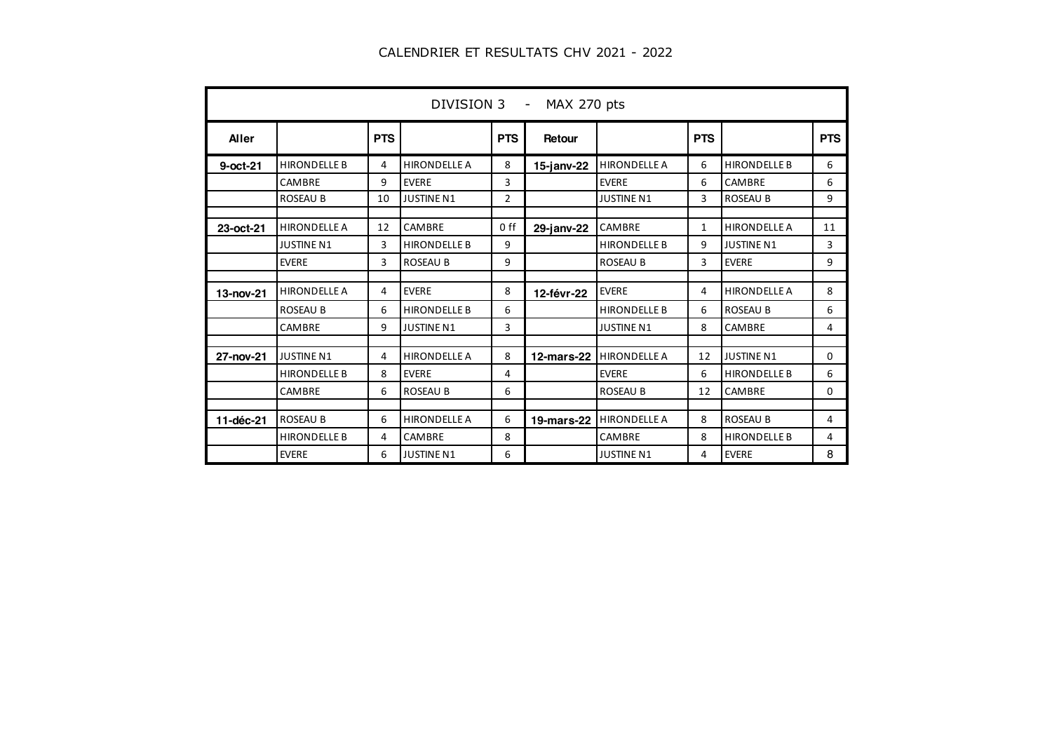# CALENDRIER ET RESULTATS CHV 2021 - 2022

| DIVISION 3 - MAX 270 pts | | | | | | | | | |
|---|---|---|---|---|---|---|---|---|---|
| **Aller** | | **PTS** | | **PTS** | **Retour** | | **PTS** | | **PTS** |
| **9-oct-21** | HIRONDELLE B | 4 | HIRONDELLE A | 8 | **15-janv-22** | HIRONDELLE A | 6 | HIRONDELLE B | 6 |
| | CAMBRE | 9 | EVERE | 3 | | EVERE | 6 | CAMBRE | 6 |
| | ROSEAU B | 10 | JUSTINE N1 | 2 | | JUSTINE N1 | 3 | ROSEAU B | 9 |
| | | | | | | | | | |
| **23-oct-21** | HIRONDELLE A | 12 | CAMBRE | 0 ff | **29-janv-22** | CAMBRE | 1 | HIRONDELLE A | 11 |
| | JUSTINE N1 | 3 | HIRONDELLE B | 9 | | HIRONDELLE B | 9 | JUSTINE N1 | 3 |
| | EVERE | 3 | ROSEAU B | 9 | | ROSEAU B | 3 | EVERE | 9 |
| | | | | | | | | | |
| **13-nov-21** | HIRONDELLE A | 4 | EVERE | 8 | **12-févr-22** | EVERE | 4 | HIRONDELLE A | 8 |
| | ROSEAU B | 6 | HIRONDELLE B | 6 | | HIRONDELLE B | 6 | ROSEAU B | 6 |
| | CAMBRE | 9 | JUSTINE N1 | 3 | | JUSTINE N1 | 8 | CAMBRE | 4 |
| | | | | | | | | | |
| **27-nov-21** | JUSTINE N1 | 4 | HIRONDELLE A | 8 | **12-mars-22** | HIRONDELLE A | 12 | JUSTINE N1 | 0 |
| | HIRONDELLE B | 8 | EVERE | 4 | | EVERE | 6 | HIRONDELLE B | 6 |
| | CAMBRE | 6 | ROSEAU B | 6 | | ROSEAU B | 12 | CAMBRE | 0 |
| | | | | | | | | | |
| **11-déc-21** | ROSEAU B | 6 | HIRONDELLE A | 6 | **19-mars-22** | HIRONDELLE A | 8 | ROSEAU B | 4 |
| | HIRONDELLE B | 4 | CAMBRE | 8 | | CAMBRE | 8 | HIRONDELLE B | 4 |
| | EVERE | 6 | JUSTINE N1 | 6 | | JUSTINE N1 | 4 | EVERE | 8 |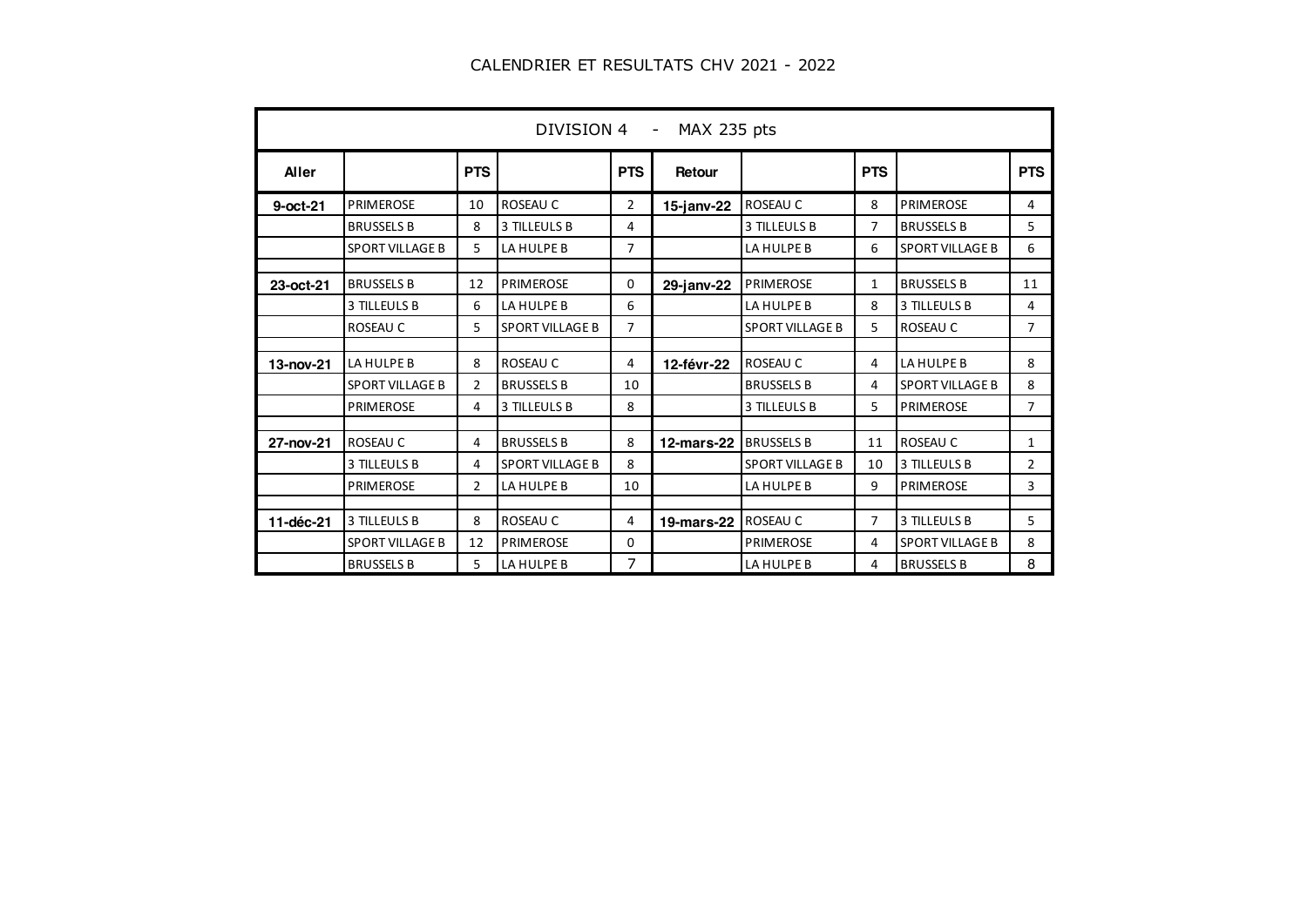# CALENDRIER ET RESULTATS CHV 2021 - 2022

| DIVISION 4 - MAX 235 pts | | | | | | | | | |
|---|---|---|---|---|---|---|---|---|---|
| **Aller** | | **PTS** | | **PTS** | **Retour** | | **PTS** | | **PTS** |
| **9-oct-21** | PRIMEROSE | 10 | ROSEAU C | 2 | **15-janv-22** | ROSEAU C | 8 | PRIMEROSE | 4 |
| | BRUSSELS B | 8 | 3 TILLEULS B | 4 | | 3 TILLEULS B | 7 | BRUSSELS B | 5 |
| | SPORT VILLAGE B | 5 | LA HULPE B | 7 | | LA HULPE B | 6 | SPORT VILLAGE B | 6 |
| | | | | | | | | | |
| **23-oct-21** | BRUSSELS B | 12 | PRIMEROSE | 0 | **29-janv-22** | PRIMEROSE | 1 | BRUSSELS B | 11 |
| | 3 TILLEULS B | 6 | LA HULPE B | 6 | | LA HULPE B | 8 | 3 TILLEULS B | 4 |
| | ROSEAU C | 5 | SPORT VILLAGE B | 7 | | SPORT VILLAGE B | 5 | ROSEAU C | 7 |
| | | | | | | | | | |
| **13-nov-21** | LA HULPE B | 8 | ROSEAU C | 4 | **12-févr-22** | ROSEAU C | 4 | LA HULPE B | 8 |
| | SPORT VILLAGE B | 2 | BRUSSELS B | 10 | | BRUSSELS B | 4 | SPORT VILLAGE B | 8 |
| | PRIMEROSE | 4 | 3 TILLEULS B | 8 | | 3 TILLEULS B | 5 | PRIMEROSE | 7 |
| | | | | | | | | | |
| **27-nov-21** | ROSEAU C | 4 | BRUSSELS B | 8 | **12-mars-22** | BRUSSELS B | 11 | ROSEAU C | 1 |
| | 3 TILLEULS B | 4 | SPORT VILLAGE B | 8 | | SPORT VILLAGE B | 10 | 3 TILLEULS B | 2 |
| | PRIMEROSE | 2 | LA HULPE B | 10 | | LA HULPE B | 9 | PRIMEROSE | 3 |
| | | | | | | | | | |
| **11-déc-21** | 3 TILLEULS B | 8 | ROSEAU C | 4 | **19-mars-22** | ROSEAU C | 7 | 3 TILLEULS B | 5 |
| | SPORT VILLAGE B | 12 | PRIMEROSE | 0 | | PRIMEROSE | 4 | SPORT VILLAGE B | 8 |
| | BRUSSELS B | 5 | LA HULPE B | 7 | | LA HULPE B | 4 | BRUSSELS B | 8 |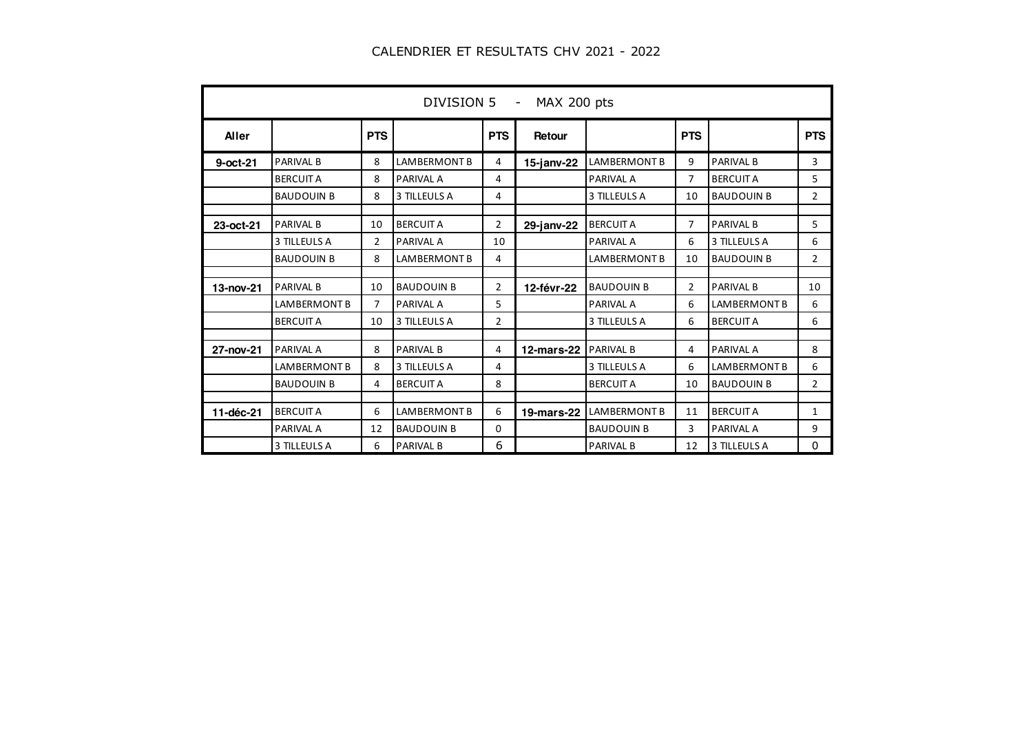CALENDRIER ET RESULTATS CHV 2021 - 2022

| DIVISION 5 - MAX 200 pts | | | | | | | | | |
|---|---|---|---|---|---|---|---|---|---|
| **Aller** | | **PTS** | | **PTS** | **Retour** | | **PTS** | | **PTS** |
| **9-oct-21** | PARIVAL B | 8 | LAMBERMONT B | 4 | **15-janv-22** | LAMBERMONT B | 9 | PARIVAL B | 3 |
| | BERCUIT A | 8 | PARIVAL A | 4 | | PARIVAL A | 7 | BERCUIT A | 5 |
| | BAUDOUIN B | 8 | 3 TILLEULS A | 4 | | 3 TILLEULS A | 10 | BAUDOUIN B | 2 |
| | | | | | | | | | |
| **23-oct-21** | PARIVAL B | 10 | BERCUIT A | 2 | **29-janv-22** | BERCUIT A | 7 | PARIVAL B | 5 |
| | 3 TILLEULS A | 2 | PARIVAL A | 10 | | PARIVAL A | 6 | 3 TILLEULS A | 6 |
| | BAUDOUIN B | 8 | LAMBERMONT B | 4 | | LAMBERMONT B | 10 | BAUDOUIN B | 2 |
| | | | | | | | | | |
| **13-nov-21** | PARIVAL B | 10 | BAUDOUIN B | 2 | **12-févr-22** | BAUDOUIN B | 2 | PARIVAL B | 10 |
| | LAMBERMONT B | 7 | PARIVAL A | 5 | | PARIVAL A | 6 | LAMBERMONT B | 6 |
| | BERCUIT A | 10 | 3 TILLEULS A | 2 | | 3 TILLEULS A | 6 | BERCUIT A | 6 |
| | | | | | | | | | |
| **27-nov-21** | PARIVAL A | 8 | PARIVAL B | 4 | **12-mars-22** | PARIVAL B | 4 | PARIVAL A | 8 |
| | LAMBERMONT B | 8 | 3 TILLEULS A | 4 | | 3 TILLEULS A | 6 | LAMBERMONT B | 6 |
| | BAUDOUIN B | 4 | BERCUIT A | 8 | | BERCUIT A | 10 | BAUDOUIN B | 2 |
| | | | | | | | | | |
| **11-déc-21** | BERCUIT A | 6 | LAMBERMONT B | 6 | **19-mars-22** | LAMBERMONT B | 11 | BERCUIT A | 1 |
| | PARIVAL A | 12 | BAUDOUIN B | 0 | | BAUDOUIN B | 3 | PARIVAL A | 9 |
| | 3 TILLEULS A | 6 | PARIVAL B | 6 | | PARIVAL B | 12 | 3 TILLEULS A | 0 |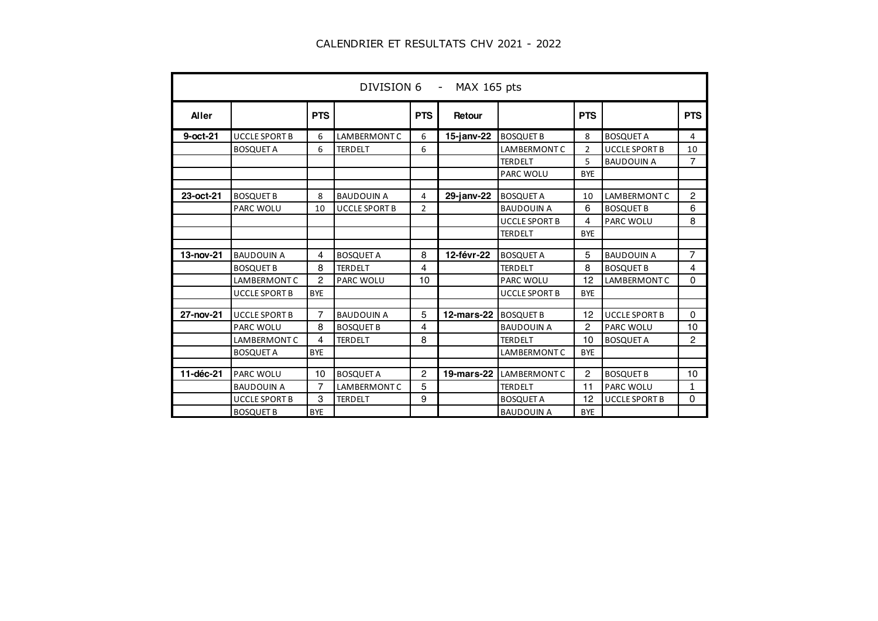# CALENDRIER ET RESULTATS CHV 2021 - 2022

| DIVISION 6 - MAX 165 pts | | | | | | | | | |
|---|---|---|---|---|---|---|---|---|---|
| **Aller** | | **PTS** | | **PTS** | **Retour** | | **PTS** | | **PTS** |
| **9-oct-21** | UCCLE SPORT B | 6 | LAMBERMONT C | 6 | **15-janv-22** | BOSQUET B | 8 | BOSQUET A | 4 |
| | BOSQUET A | 6 | TERDELT | 6 | | LAMBERMONT C | 2 | UCCLE SPORT B | 10 |
| | | | | | | TERDELT | 5 | BAUDOUIN A | 7 |
| | | | | | | PARC WOLU | BYE | | |
| | | | | | | | | | |
| **23-oct-21** | BOSQUET B | 8 | BAUDOUIN A | 4 | **29-janv-22** | BOSQUET A | 10 | LAMBERMONT C | 2 |
| | PARC WOLU | 10 | UCCLE SPORT B | 2 | | BAUDOUIN A | 6 | BOSQUET B | 6 |
| | | | | | | UCCLE SPORT B | 4 | PARC WOLU | 8 |
| | | | | | | TERDELT | BYE | | |
| | | | | | | | | | |
| **13-nov-21** | BAUDOUIN A | 4 | BOSQUET A | 8 | **12-févr-22** | BOSQUET A | 5 | BAUDOUIN A | 7 |
| | BOSQUET B | 8 | TERDELT | 4 | | TERDELT | 8 | BOSQUET B | 4 |
| | LAMBERMONT C | 2 | PARC WOLU | 10 | | PARC WOLU | 12 | LAMBERMONT C | 0 |
| | UCCLE SPORT B | BYE | | | | UCCLE SPORT B | BYE | | |
| | | | | | | | | | |
| **27-nov-21** | UCCLE SPORT B | 7 | BAUDOUIN A | 5 | **12-mars-22** | BOSQUET B | 12 | UCCLE SPORT B | 0 |
| | PARC WOLU | 8 | BOSQUET B | 4 | | BAUDOUIN A | 2 | PARC WOLU | 10 |
| | LAMBERMONT C | 4 | TERDELT | 8 | | TERDELT | 10 | BOSQUET A | 2 |
| | BOSQUET A | BYE | | | | LAMBERMONT C | BYE | | |
| | | | | | | | | | |
| **11-déc-21** | PARC WOLU | 10 | BOSQUET A | 2 | **19-mars-22** | LAMBERMONT C | 2 | BOSQUET B | 10 |
| | BAUDOUIN A | 7 | LAMBERMONT C | 5 | | TERDELT | 11 | PARC WOLU | 1 |
| | UCCLE SPORT B | 3 | TERDELT | 9 | | BOSQUET A | 12 | UCCLE SPORT B | 0 |
| | BOSQUET B | BYE | | | | BAUDOUIN A | BYE | | |